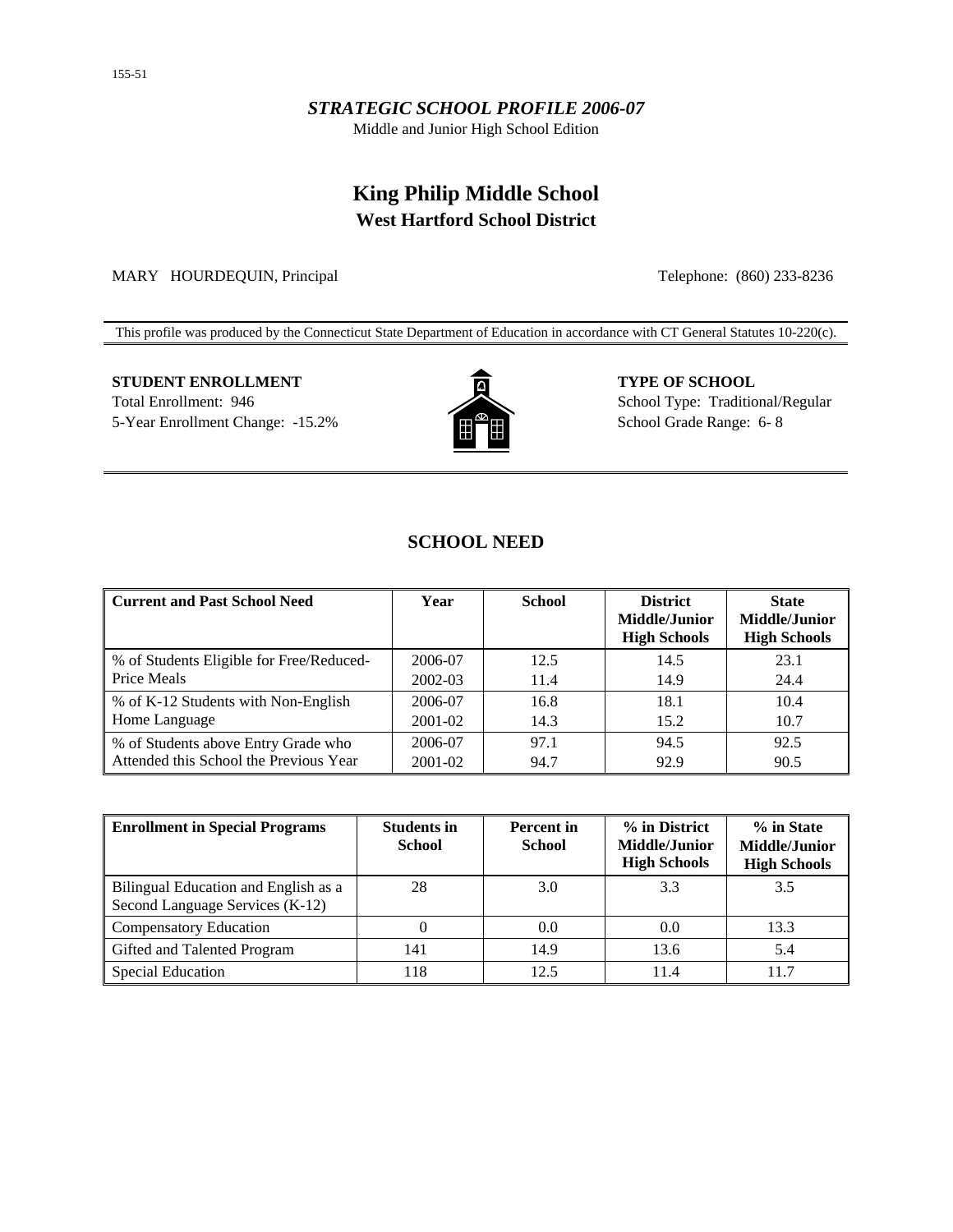155-51

*STRATEGIC SCHOOL PROFILE 2006-07*

Middle and Junior High School Edition

# King Philip Middle School

## West Hartford School District

MARY HOURDEQUIN, Principal

Telephone: (860) 233-8236

This profile was produced by the Connecticut State Department of Education in accordance with CT General Statutes 10-220(c).

**STUDENT ENROLLMENT**

Total Enrollment: 946

5-Year Enrollment Change: -15.2%

**TYPE OF SCHOOL**

School Type: Traditional/Regular

School Grade Range: 6- 8

## SCHOOL NEED

| Current and Past School Need | Year | School | District Middle/Junior High Schools | State Middle/Junior High Schools |
|---|---|---|---|---|
| % of Students Eligible for Free/Reduced-Price Meals | 2006-07 | 12.5 | 14.5 | 23.1 |
| | 2002-03 | 11.4 | 14.9 | 24.4 |
| % of K-12 Students with Non-English Home Language | 2006-07 | 16.8 | 18.1 | 10.4 |
| | 2001-02 | 14.3 | 15.2 | 10.7 |
| % of Students above Entry Grade who Attended this School the Previous Year | 2006-07 | 97.1 | 94.5 | 92.5 |
| | 2001-02 | 94.7 | 92.9 | 90.5 |

| Enrollment in Special Programs | Students in School | Percent in School | % in District Middle/Junior High Schools | % in State Middle/Junior High Schools |
|---|---|---|---|---|
| Bilingual Education and English as a Second Language Services (K-12) | 28 | 3.0 | 3.3 | 3.5 |
| Compensatory Education | 0 | 0.0 | 0.0 | 13.3 |
| Gifted and Talented Program | 141 | 14.9 | 13.6 | 5.4 |
| Special Education | 118 | 12.5 | 11.4 | 11.7 |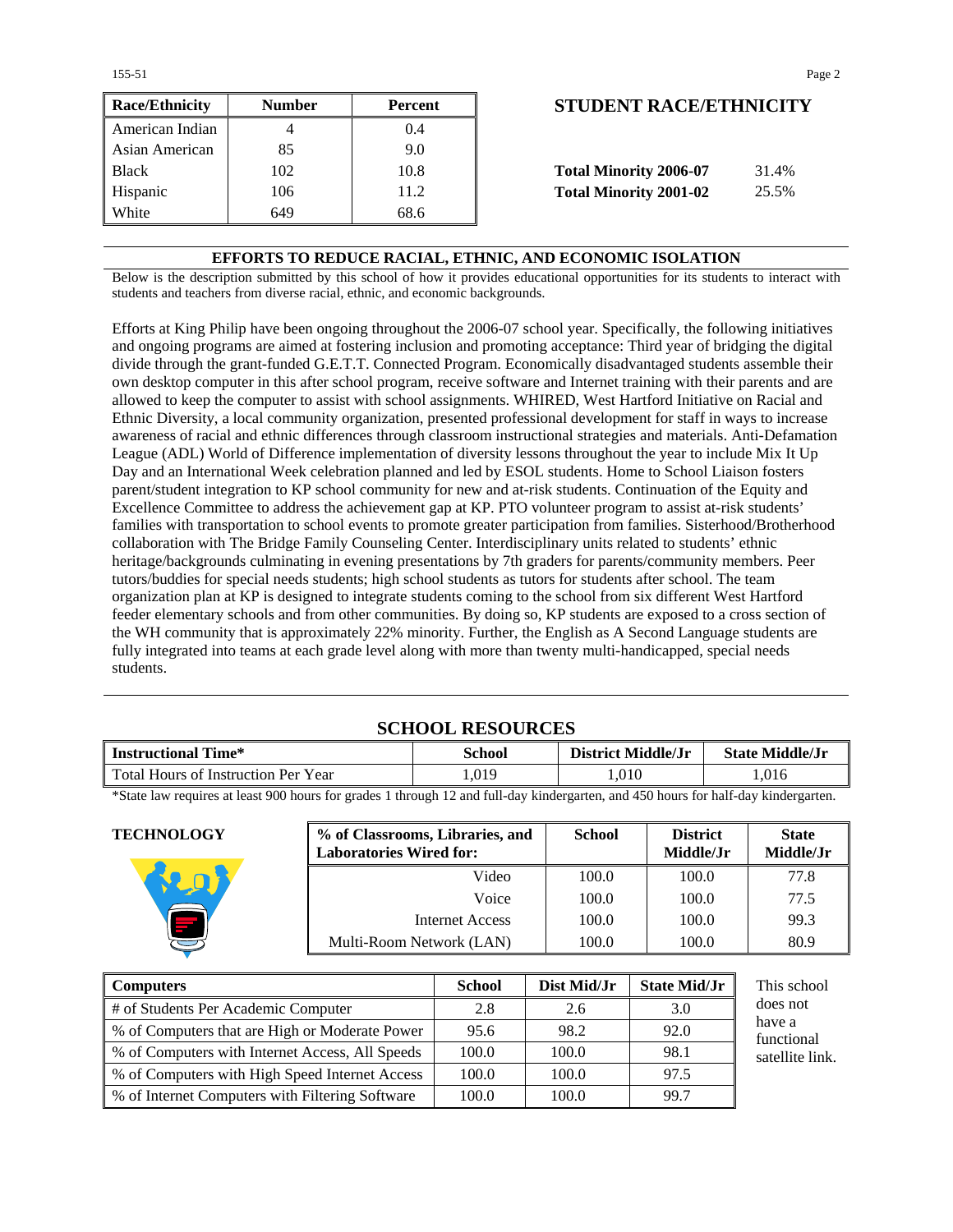| Race/Ethnicity | Number | Percent |
|---|---|---|
| American Indian | 4 | 0.4 |
| Asian American | 85 | 9.0 |
| Black | 102 | 10.8 |
| Hispanic | 106 | 11.2 |
| White | 649 | 68.6 |

## STUDENT RACE/ETHNICITY

| | |
|---|---|
| **Total Minority 2006-07** | 31.4% |
| **Total Minority 2001-02** | 25.5% |

## EFFORTS TO REDUCE RACIAL, ETHNIC, AND ECONOMIC ISOLATION

Below is the description submitted by this school of how it provides educational opportunities for its students to interact with students and teachers from diverse racial, ethnic, and economic backgrounds.

Efforts at King Philip have been ongoing throughout the 2006-07 school year. Specifically, the following initiatives and ongoing programs are aimed at fostering inclusion and promoting acceptance: Third year of bridging the digital divide through the grant-funded G.E.T.T. Connected Program. Economically disadvantaged students assemble their own desktop computer in this after school program, receive software and Internet training with their parents and are allowed to keep the computer to assist with school assignments. WHIRED, West Hartford Initiative on Racial and Ethnic Diversity, a local community organization, presented professional development for staff in ways to increase awareness of racial and ethnic differences through classroom instructional strategies and materials. Anti-Defamation League (ADL) World of Difference implementation of diversity lessons throughout the year to include Mix It Up Day and an International Week celebration planned and led by ESOL students. Home to School Liaison fosters parent/student integration to KP school community for new and at-risk students. Continuation of the Equity and Excellence Committee to address the achievement gap at KP. PTO volunteer program to assist at-risk students' families with transportation to school events to promote greater participation from families. Sisterhood/Brotherhood collaboration with The Bridge Family Counseling Center. Interdisciplinary units related to students' ethnic heritage/backgrounds culminating in evening presentations by 7th graders for parents/community members. Peer tutors/buddies for special needs students; high school students as tutors for students after school. The team organization plan at KP is designed to integrate students coming to the school from six different West Hartford feeder elementary schools and from other communities. By doing so, KP students are exposed to a cross section of the WH community that is approximately 22% minority. Further, the English as A Second Language students are fully integrated into teams at each grade level along with more than twenty multi-handicapped, special needs students.

## SCHOOL RESOURCES

| Instructional Time* | School | District Middle/Jr | State Middle/Jr |
|---|---|---|---|
| Total Hours of Instruction Per Year | 1,019 | 1,010 | 1,016 |

*State law requires at least 900 hours for grades 1 through 12 and full-day kindergarten, and 450 hours for half-day kindergarten.

### TECHNOLOGY

| % of Classrooms, Libraries, and Laboratories Wired for: | School | District Middle/Jr | State Middle/Jr |
|---|---|---|---|
| Video | 100.0 | 100.0 | 77.8 |
| Voice | 100.0 | 100.0 | 77.5 |
| Internet Access | 100.0 | 100.0 | 99.3 |
| Multi-Room Network (LAN) | 100.0 | 100.0 | 80.9 |

| Computers | School | Dist Mid/Jr | State Mid/Jr |
|---|---|---|---|
| # of Students Per Academic Computer | 2.8 | 2.6 | 3.0 |
| % of Computers that are High or Moderate Power | 95.6 | 98.2 | 92.0 |
| % of Computers with Internet Access, All Speeds | 100.0 | 100.0 | 98.1 |
| % of Computers with High Speed Internet Access | 100.0 | 100.0 | 97.5 |
| % of Internet Computers with Filtering Software | 100.0 | 100.0 | 99.7 |

This school does not have a functional satellite link.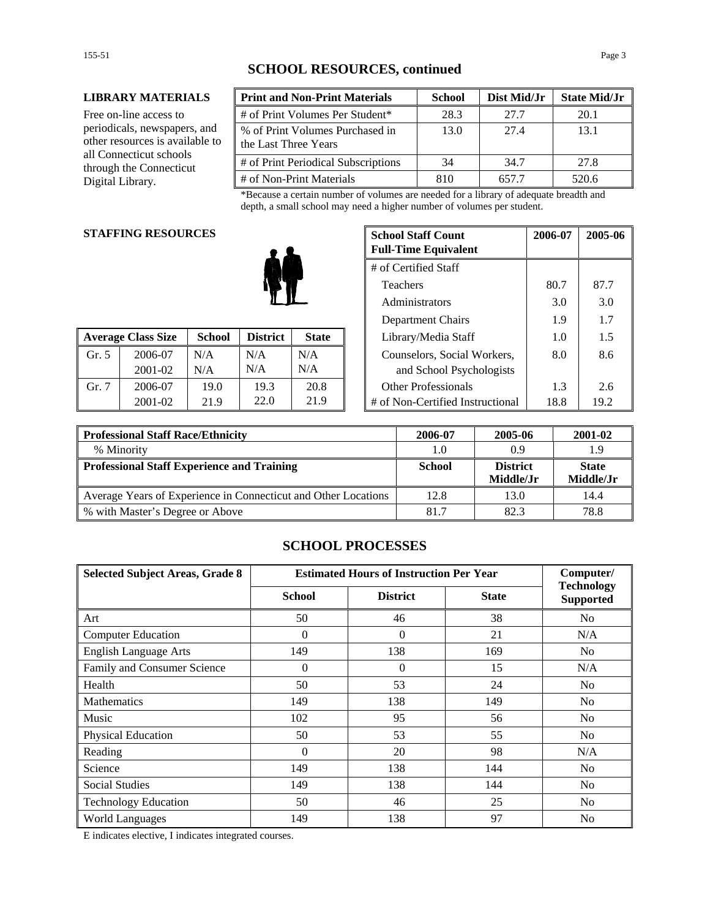## SCHOOL RESOURCES, continued

**LIBRARY MATERIALS**

Free on-line access to periodicals, newspapers, and other resources is available to all Connecticut schools through the Connecticut Digital Library.

| Print and Non-Print Materials | School | Dist Mid/Jr | State Mid/Jr |
|---|---|---|---|
| # of Print Volumes Per Student* | 28.3 | 27.7 | 20.1 |
| % of Print Volumes Purchased in the Last Three Years | 13.0 | 27.4 | 13.1 |
| # of Print Periodical Subscriptions | 34 | 34.7 | 27.8 |
| # of Non-Print Materials | 810 | 657.7 | 520.6 |

*Because a certain number of volumes are needed for a library of adequate breadth and depth, a small school may need a higher number of volumes per student.

**STAFFING RESOURCES**

| Average Class Size | | School | District | State |
|---|---|---|---|---|
| Gr. 5 | 2006-07 | N/A | N/A | N/A |
| | 2001-02 | N/A | N/A | N/A |
| Gr. 7 | 2006-07 | 19.0 | 19.3 | 20.8 |
| | 2001-02 | 21.9 | 22.0 | 21.9 |

| School Staff Count Full-Time Equivalent | 2006-07 | 2005-06 |
|---|---|---|
| # of Certified Staff | | |
| Teachers | 80.7 | 87.7 |
| Administrators | 3.0 | 3.0 |
| Department Chairs | 1.9 | 1.7 |
| Library/Media Staff | 1.0 | 1.5 |
| Counselors, Social Workers, and School Psychologists | 8.0 | 8.6 |
| Other Professionals | 1.3 | 2.6 |
| # of Non-Certified Instructional | 18.8 | 19.2 |

| Professional Staff Race/Ethnicity | 2006-07 | 2005-06 | 2001-02 |
|---|---|---|---|
| % Minority | 1.0 | 0.9 | 1.9 |
| **Professional Staff Experience and Training** | **School** | **District Middle/Jr** | **State Middle/Jr** |
| Average Years of Experience in Connecticut and Other Locations | 12.8 | 13.0 | 14.4 |
| % with Master's Degree or Above | 81.7 | 82.3 | 78.8 |

## SCHOOL PROCESSES

| Selected Subject Areas, Grade 8 | Estimated Hours of Instruction Per Year | | | Computer/ Technology Supported |
|---|---|---|---|---|
| | School | District | State | |
| Art | 50 | 46 | 38 | No |
| Computer Education | 0 | 0 | 21 | N/A |
| English Language Arts | 149 | 138 | 169 | No |
| Family and Consumer Science | 0 | 0 | 15 | N/A |
| Health | 50 | 53 | 24 | No |
| Mathematics | 149 | 138 | 149 | No |
| Music | 102 | 95 | 56 | No |
| Physical Education | 50 | 53 | 55 | No |
| Reading | 0 | 20 | 98 | N/A |
| Science | 149 | 138 | 144 | No |
| Social Studies | 149 | 138 | 144 | No |
| Technology Education | 50 | 46 | 25 | No |
| World Languages | 149 | 138 | 97 | No |

E indicates elective, I indicates integrated courses.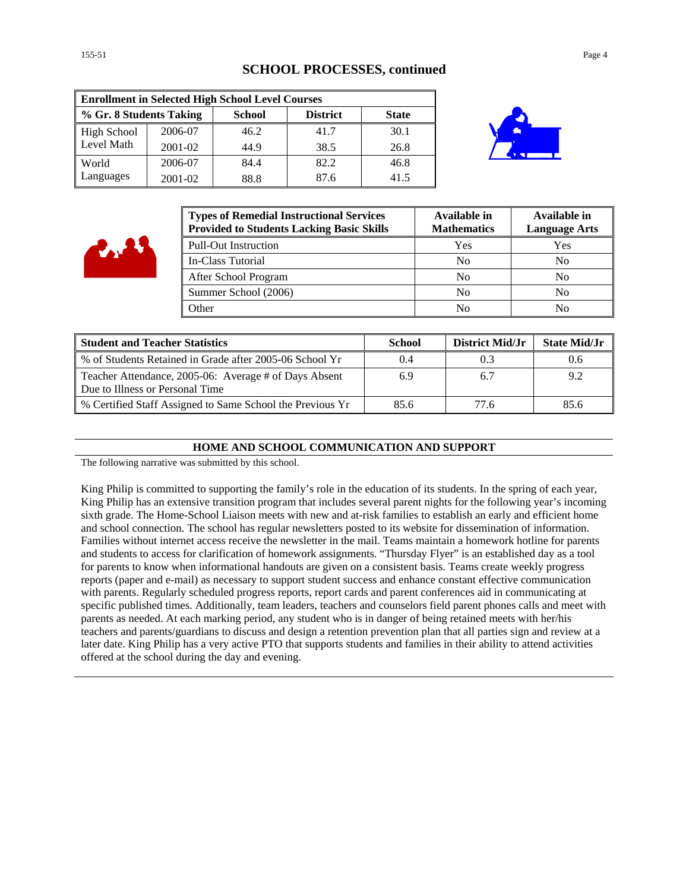## SCHOOL PROCESSES, continued

| Enrollment in Selected High School Level Courses | | | | |
|---|---|---|---|---|
| % Gr. 8 Students Taking | | School | District | State |
| High School Level Math | 2006-07 | 46.2 | 41.7 | 30.1 |
| | 2001-02 | 44.9 | 38.5 | 26.8 |
| World Languages | 2006-07 | 84.4 | 82.2 | 46.8 |
| | 2001-02 | 88.8 | 87.6 | 41.5 |

| Types of Remedial Instructional Services Provided to Students Lacking Basic Skills | Available in Mathematics | Available in Language Arts |
|---|---|---|
| Pull-Out Instruction | Yes | Yes |
| In-Class Tutorial | No | No |
| After School Program | No | No |
| Summer School (2006) | No | No |
| Other | No | No |

| Student and Teacher Statistics | School | District Mid/Jr | State Mid/Jr |
|---|---|---|---|
| % of Students Retained in Grade after 2005-06 School Yr | 0.4 | 0.3 | 0.6 |
| Teacher Attendance, 2005-06: Average # of Days Absent Due to Illness or Personal Time | 6.9 | 6.7 | 9.2 |
| % Certified Staff Assigned to Same School the Previous Yr | 85.6 | 77.6 | 85.6 |

### HOME AND SCHOOL COMMUNICATION AND SUPPORT

The following narrative was submitted by this school.

King Philip is committed to supporting the family's role in the education of its students. In the spring of each year, King Philip has an extensive transition program that includes several parent nights for the following year's incoming sixth grade. The Home-School Liaison meets with new and at-risk families to establish an early and efficient home and school connection. The school has regular newsletters posted to its website for dissemination of information. Families without internet access receive the newsletter in the mail. Teams maintain a homework hotline for parents and students to access for clarification of homework assignments. "Thursday Flyer" is an established day as a tool for parents to know when informational handouts are given on a consistent basis. Teams create weekly progress reports (paper and e-mail) as necessary to support student success and enhance constant effective communication with parents. Regularly scheduled progress reports, report cards and parent conferences aid in communicating at specific published times. Additionally, team leaders, teachers and counselors field parent phones calls and meet with parents as needed. At each marking period, any student who is in danger of being retained meets with her/his teachers and parents/guardians to discuss and design a retention prevention plan that all parties sign and review at a later date. King Philip has a very active PTO that supports students and families in their ability to attend activities offered at the school during the day and evening.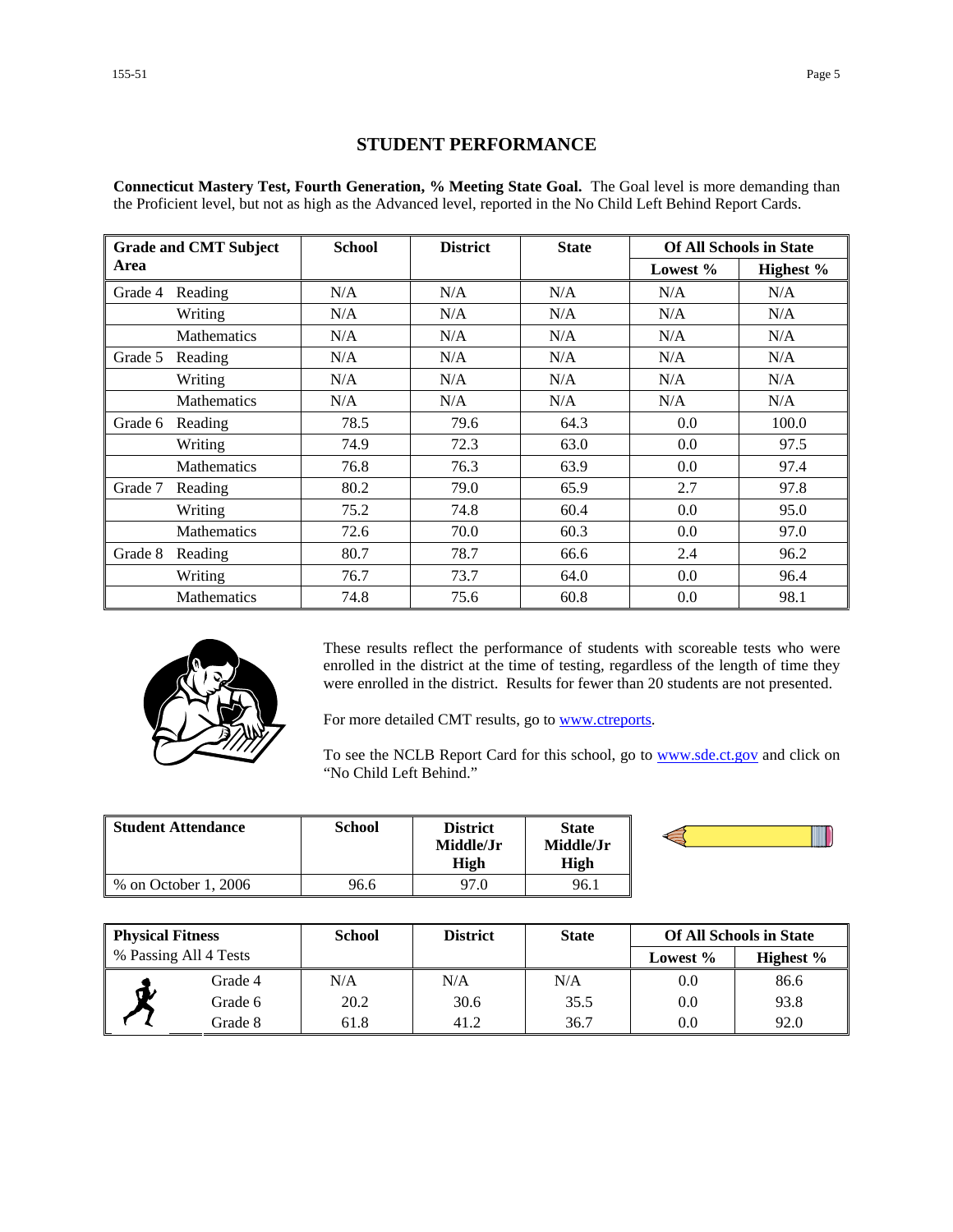## STUDENT PERFORMANCE

**Connecticut Mastery Test, Fourth Generation, % Meeting State Goal.** The Goal level is more demanding than the Proficient level, but not as high as the Advanced level, reported in the No Child Left Behind Report Cards.

| Grade and CMT Subject Area | | School | District | State | Of All Schools in State | |
|---|---|---|---|---|---|---|
| | | | | | Lowest % | Highest % |
| Grade 4 | Reading | N/A | N/A | N/A | N/A | N/A |
| | Writing | N/A | N/A | N/A | N/A | N/A |
| | Mathematics | N/A | N/A | N/A | N/A | N/A |
| Grade 5 | Reading | N/A | N/A | N/A | N/A | N/A |
| | Writing | N/A | N/A | N/A | N/A | N/A |
| | Mathematics | N/A | N/A | N/A | N/A | N/A |
| Grade 6 | Reading | 78.5 | 79.6 | 64.3 | 0.0 | 100.0 |
| | Writing | 74.9 | 72.3 | 63.0 | 0.0 | 97.5 |
| | Mathematics | 76.8 | 76.3 | 63.9 | 0.0 | 97.4 |
| Grade 7 | Reading | 80.2 | 79.0 | 65.9 | 2.7 | 97.8 |
| | Writing | 75.2 | 74.8 | 60.4 | 0.0 | 95.0 |
| | Mathematics | 72.6 | 70.0 | 60.3 | 0.0 | 97.0 |
| Grade 8 | Reading | 80.7 | 78.7 | 66.6 | 2.4 | 96.2 |
| | Writing | 76.7 | 73.7 | 64.0 | 0.0 | 96.4 |
| | Mathematics | 74.8 | 75.6 | 60.8 | 0.0 | 98.1 |

These results reflect the performance of students with scoreable tests who were enrolled in the district at the time of testing, regardless of the length of time they were enrolled in the district. Results for fewer than 20 students are not presented.

For more detailed CMT results, go to www.ctreports.

To see the NCLB Report Card for this school, go to www.sde.ct.gov and click on "No Child Left Behind."

| Student Attendance | School | District Middle/Jr High | State Middle/Jr High |
|---|---|---|---|
| % on October 1, 2006 | 96.6 | 97.0 | 96.1 |

| Physical Fitness<br>% Passing All 4 Tests | School | District | State | Of All Schools in State | |
|---|---|---|---|---|---|
| | | | | Lowest % | Highest % |
| Grade 4 | N/A | N/A | N/A | 0.0 | 86.6 |
| Grade 6 | 20.2 | 30.6 | 35.5 | 0.0 | 93.8 |
| Grade 8 | 61.8 | 41.2 | 36.7 | 0.0 | 92.0 |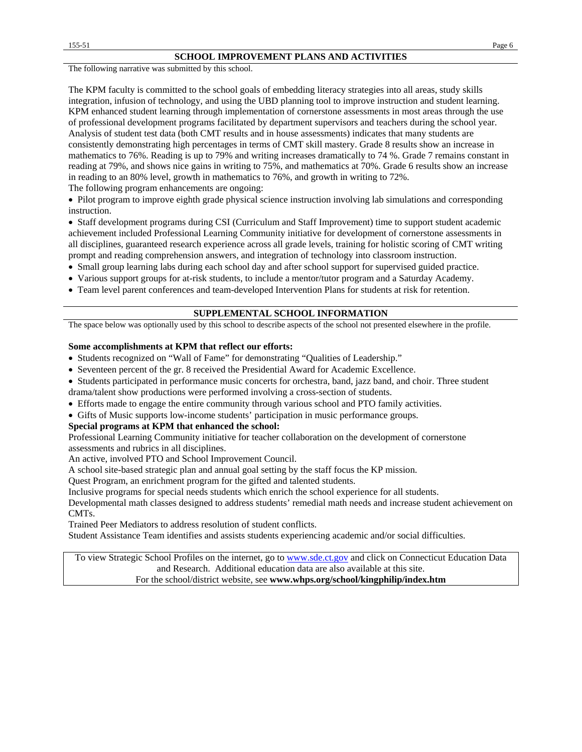## SCHOOL IMPROVEMENT PLANS AND ACTIVITIES

The following narrative was submitted by this school.

The KPM faculty is committed to the school goals of embedding literacy strategies into all areas, study skills integration, infusion of technology, and using the UBD planning tool to improve instruction and student learning. KPM enhanced student learning through implementation of cornerstone assessments in most areas through the use of professional development programs facilitated by department supervisors and teachers during the school year. Analysis of student test data (both CMT results and in house assessments) indicates that many students are consistently demonstrating high percentages in terms of CMT skill mastery. Grade 8 results show an increase in mathematics to 76%. Reading is up to 79% and writing increases dramatically to 74 %. Grade 7 remains constant in reading at 79%, and shows nice gains in writing to 75%, and mathematics at 70%. Grade 6 results show an increase in reading to an 80% level, growth in mathematics to 76%, and growth in writing to 72%.

The following program enhancements are ongoing:

- Pilot program to improve eighth grade physical science instruction involving lab simulations and corresponding instruction.
- Staff development programs during CSI (Curriculum and Staff Improvement) time to support student academic achievement included Professional Learning Community initiative for development of cornerstone assessments in all disciplines, guaranteed research experience across all grade levels, training for holistic scoring of CMT writing prompt and reading comprehension answers, and integration of technology into classroom instruction.
- Small group learning labs during each school day and after school support for supervised guided practice.
- Various support groups for at-risk students, to include a mentor/tutor program and a Saturday Academy.
- Team level parent conferences and team-developed Intervention Plans for students at risk for retention.

## SUPPLEMENTAL SCHOOL INFORMATION

The space below was optionally used by this school to describe aspects of the school not presented elsewhere in the profile.

**Some accomplishments at KPM that reflect our efforts:**

- Students recognized on "Wall of Fame" for demonstrating "Qualities of Leadership."
- Seventeen percent of the gr. 8 received the Presidential Award for Academic Excellence.
- Students participated in performance music concerts for orchestra, band, jazz band, and choir. Three student drama/talent show productions were performed involving a cross-section of students.
- Efforts made to engage the entire community through various school and PTO family activities.
- Gifts of Music supports low-income students' participation in music performance groups.

**Special programs at KPM that enhanced the school:**

Professional Learning Community initiative for teacher collaboration on the development of cornerstone assessments and rubrics in all disciplines.

An active, involved PTO and School Improvement Council.

A school site-based strategic plan and annual goal setting by the staff focus the KP mission.

Quest Program, an enrichment program for the gifted and talented students.

Inclusive programs for special needs students which enrich the school experience for all students.

Developmental math classes designed to address students' remedial math needs and increase student achievement on CMTs.

Trained Peer Mediators to address resolution of student conflicts.

Student Assistance Team identifies and assists students experiencing academic and/or social difficulties.

To view Strategic School Profiles on the internet, go to www.sde.ct.gov and click on Connecticut Education Data and Research. Additional education data are also available at this site.
For the school/district website, see **www.whps.org/school/kingphilip/index.htm**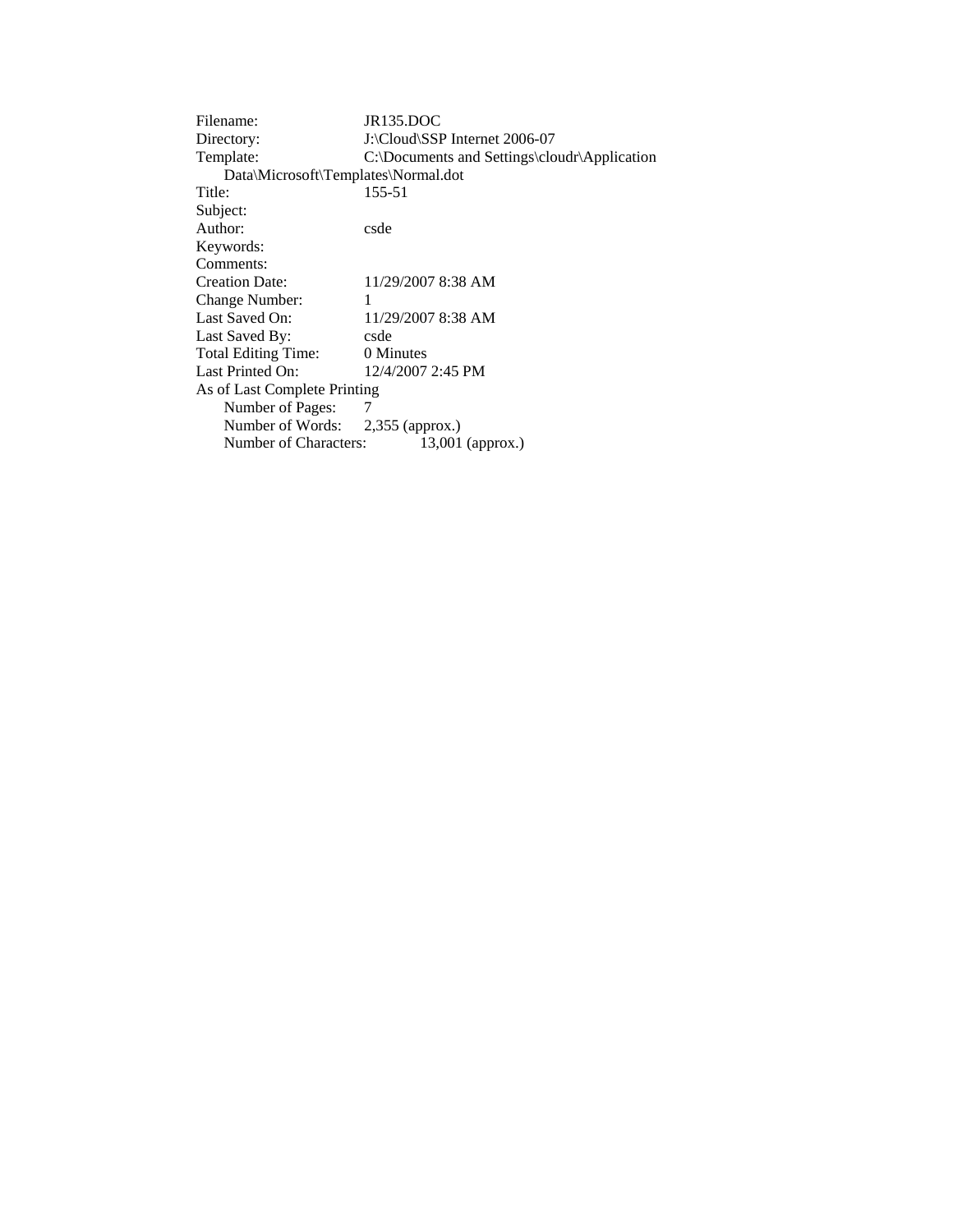Filename: JR135.DOC
Directory: J:\Cloud\SSP Internet 2006-07
Template: C:\Documents and Settings\cloudr\Application Data\Microsoft\Templates\Normal.dot
Title: 155-51
Subject:
Author: csde
Keywords:
Comments:
Creation Date: 11/29/2007 8:38 AM
Change Number: 1
Last Saved On: 11/29/2007 8:38 AM
Last Saved By: csde
Total Editing Time: 0 Minutes
Last Printed On: 12/4/2007 2:45 PM
As of Last Complete Printing
  Number of Pages: 7
  Number of Words: 2,355 (approx.)
  Number of Characters: 13,001 (approx.)